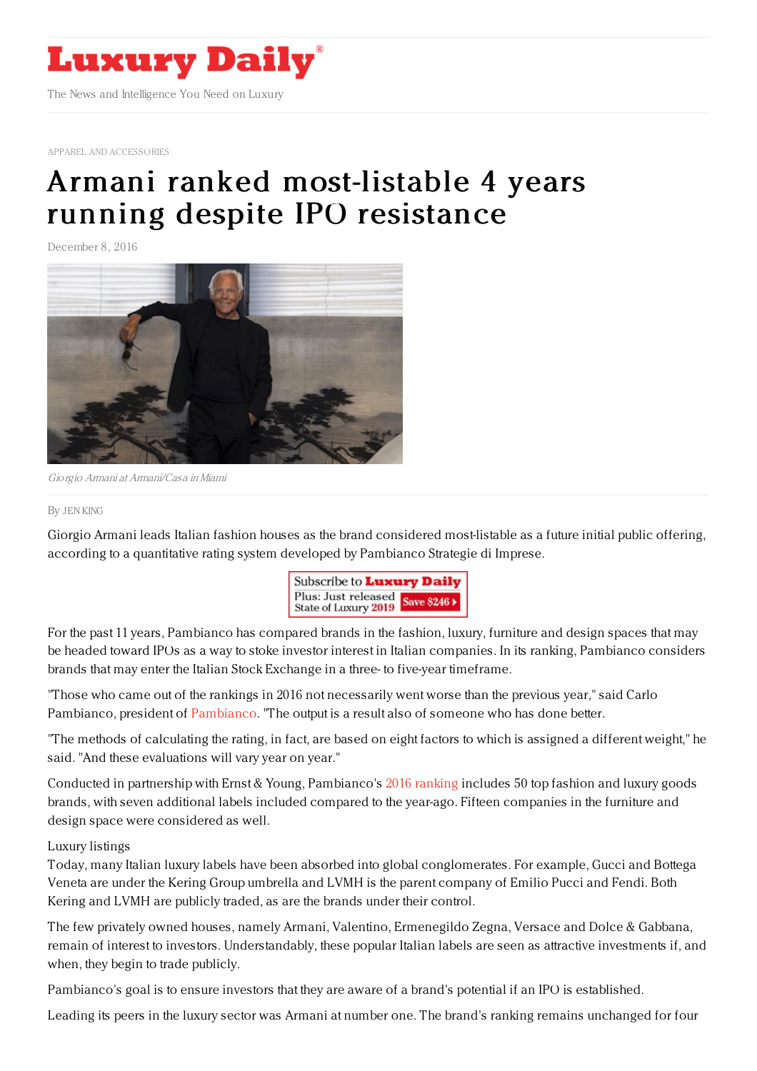# Luxury Daily

The News and Intelligence You Need on Luxury

APPAREL AND ACCESSORIES

# Armani ranked most-listable 4 years running despite IPO resistance

December 8, 2016

*Giorgio Armani at Armani/Casa in Miami*

By JEN KING

Giorgio Armani leads Italian fashion houses as the brand considered most-listable as a future initial public offering, according to a quantitative rating system developed by Pambianco Strategie di Imprese.

For the past 11 years, Pambianco has compared brands in the fashion, luxury, furniture and design spaces that may be headed toward IPOs as a way to stoke investor interest in Italian companies. In its ranking, Pambianco considers brands that may enter the Italian Stock Exchange in a three- to five-year timeframe.

"Those who came out of the rankings in 2016 not necessarily went worse than the previous year," said Carlo Pambianco, president of Pambianco. "The output is a result also of someone who has done better.

"The methods of calculating the rating, in fact, are based on eight factors to which is assigned a different weight," he said. "And these evaluations will vary year on year."

Conducted in partnership with Ernst & Young, Pambianco's 2016 ranking includes 50 top fashion and luxury goods brands, with seven additional labels included compared to the year-ago. Fifteen companies in the furniture and design space were considered as well.

Luxury listings

Today, many Italian luxury labels have been absorbed into global conglomerates. For example, Gucci and Bottega Veneta are under the Kering Group umbrella and LVMH is the parent company of Emilio Pucci and Fendi. Both Kering and LVMH are publicly traded, as are the brands under their control.

The few privately owned houses, namely Armani, Valentino, Ermenegildo Zegna, Versace and Dolce & Gabbana, remain of interest to investors. Understandably, these popular Italian labels are seen as attractive investments if, and when, they begin to trade publicly.

Pambianco's goal is to ensure investors that they are aware of a brand's potential if an IPO is established.

Leading its peers in the luxury sector was Armani at number one. The brand's ranking remains unchanged for four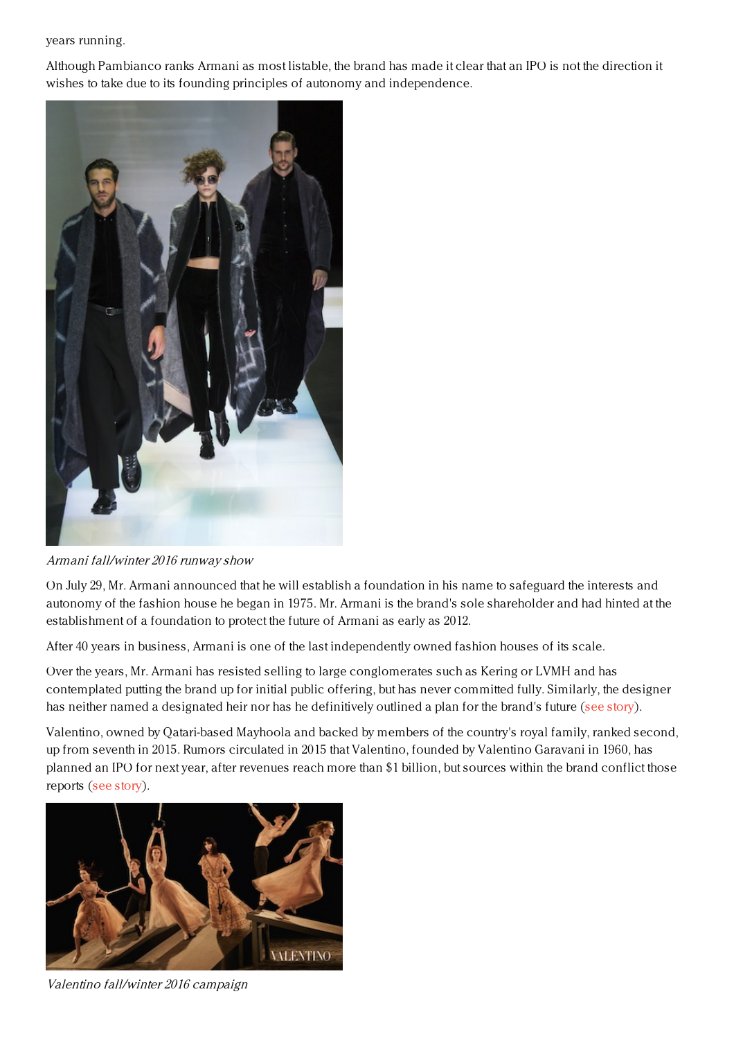years running.

Although Pambianco ranks Armani as most listable, the brand has made it clear that an IPO is not the direction it wishes to take due to its founding principles of autonomy and independence.

*Armani fall/winter 2016 runway show*

On July 29, Mr. Armani announced that he will establish a foundation in his name to safeguard the interests and autonomy of the fashion house he began in 1975. Mr. Armani is the brand's sole shareholder and had hinted at the establishment of a foundation to protect the future of Armani as early as 2012.

After 40 years in business, Armani is one of the last independently owned fashion houses of its scale.

Over the years, Mr. Armani has resisted selling to large conglomerates such as Kering or LVMH and has contemplated putting the brand up for initial public offering, but has never committed fully. Similarly, the designer has neither named a designated heir nor has he definitively outlined a plan for the brand's future (see story).

Valentino, owned by Qatari-based Mayhoola and backed by members of the country's royal family, ranked second, up from seventh in 2015. Rumors circulated in 2015 that Valentino, founded by Valentino Garavani in 1960, has planned an IPO for next year, after revenues reach more than $1 billion, but sources within the brand conflict those reports (see story).

*Valentino fall/winter 2016 campaign*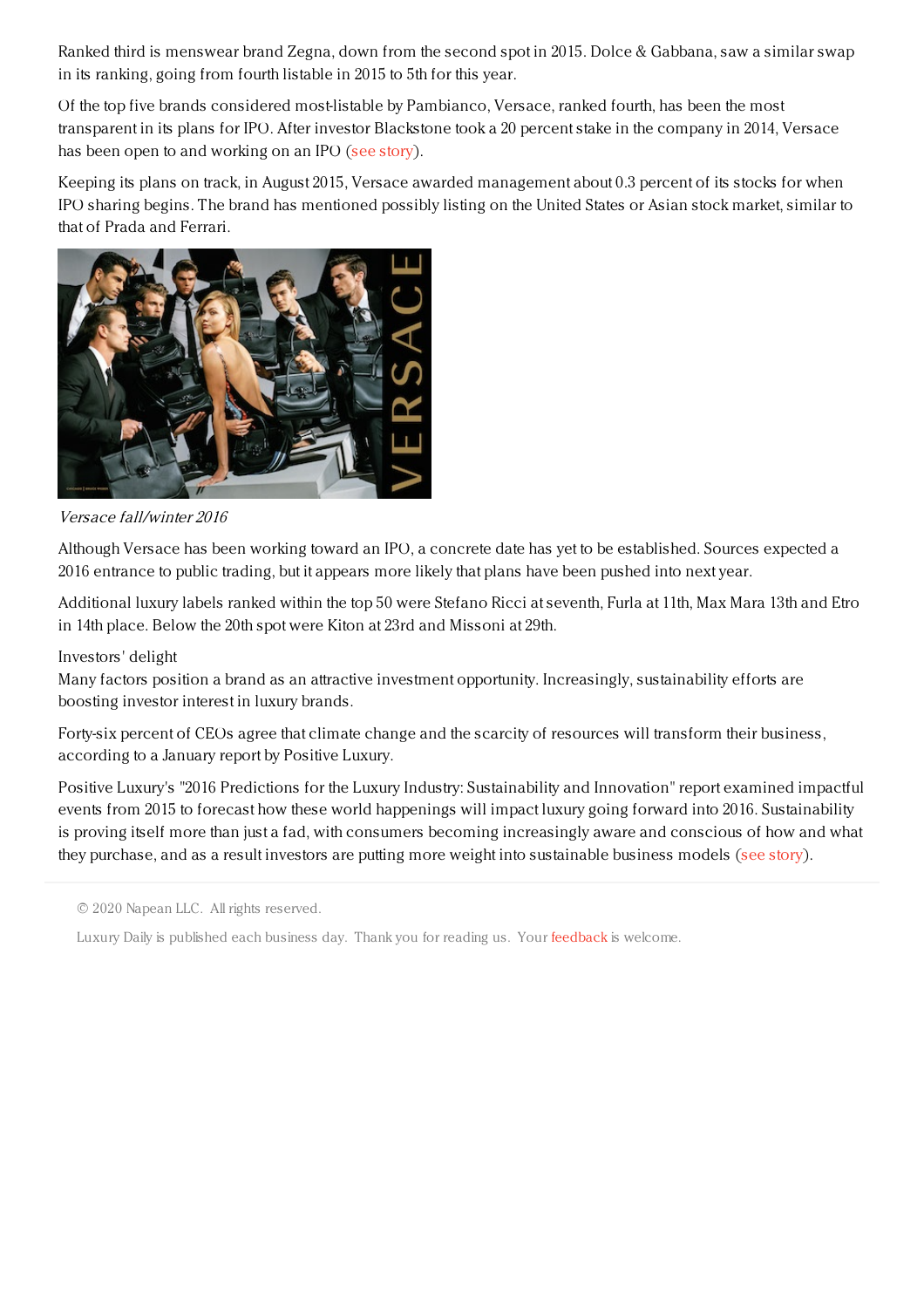Ranked third is menswear brand Zegna, down from the second spot in 2015. Dolce & Gabbana, saw a similar swap in its ranking, going from fourth listable in 2015 to 5th for this year.

Of the top five brands considered most-listable by Pambianco, Versace, ranked fourth, has been the most transparent in its plans for IPO. After investor Blackstone took a 20 percent stake in the company in 2014, Versace has been open to and working on an IPO (see story).

Keeping its plans on track, in August 2015, Versace awarded management about 0.3 percent of its stocks for when IPO sharing begins. The brand has mentioned possibly listing on the United States or Asian stock market, similar to that of Prada and Ferrari.

*Versace fall/winter 2016*

Although Versace has been working toward an IPO, a concrete date has yet to be established. Sources expected a 2016 entrance to public trading, but it appears more likely that plans have been pushed into next year.

Additional luxury labels ranked within the top 50 were Stefano Ricci at seventh, Furla at 11th, Max Mara 13th and Etro in 14th place. Below the 20th spot were Kiton at 23rd and Missoni at 29th.

Investors' delight

Many factors position a brand as an attractive investment opportunity. Increasingly, sustainability efforts are boosting investor interest in luxury brands.

Forty-six percent of CEOs agree that climate change and the scarcity of resources will transform their business, according to a January report by Positive Luxury.

Positive Luxury's "2016 Predictions for the Luxury Industry: Sustainability and Innovation" report examined impactful events from 2015 to forecast how these world happenings will impact luxury going forward into 2016. Sustainability is proving itself more than just a fad, with consumers becoming increasingly aware and conscious of how and what they purchase, and as a result investors are putting more weight into sustainable business models (see story).

© 2020 Napean LLC. All rights reserved.

Luxury Daily is published each business day. Thank you for reading us. Your feedback is welcome.